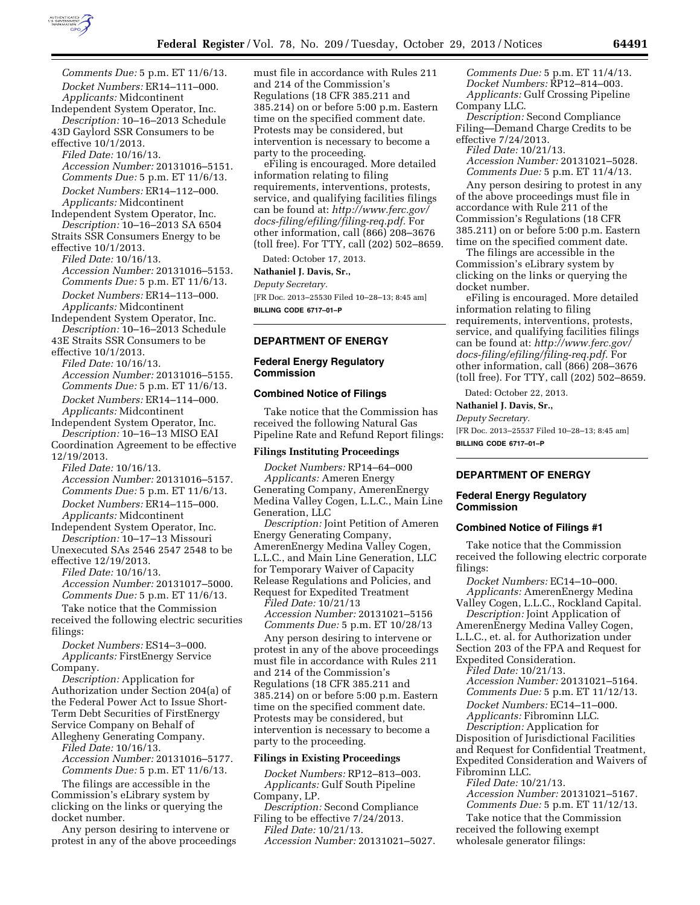*Comments Due:* 5 p.m. ET 11/6/13.

*Docket Numbers:* ER14–111–000.

*Applicants:* Midcontinent Independent System Operator, Inc.

*Description:* 10–16–2013 Schedule 43D Gaylord SSR Consumers to be effective 10/1/2013.

*Filed Date:* 10/16/13.

*Accession Number:* 20131016–5151.

*Comments Due:* 5 p.m. ET 11/6/13.

*Docket Numbers:* ER14–112–000.

*Applicants:* Midcontinent Independent System Operator, Inc.

*Description:* 10–16–2013 SA 6504 Straits SSR Consumers Energy to be effective 10/1/2013.

*Filed Date:* 10/16/13.

*Accession Number:* 20131016–5153.

*Comments Due:* 5 p.m. ET 11/6/13.

*Docket Numbers:* ER14–113–000.

*Applicants:* Midcontinent Independent System Operator, Inc.

*Description:* 10–16–2013 Schedule 43E Straits SSR Consumers to be effective 10/1/2013.

*Filed Date:* 10/16/13.

*Accession Number:* 20131016–5155.

*Comments Due:* 5 p.m. ET 11/6/13.

*Docket Numbers:* ER14–114–000.

*Applicants:* Midcontinent Independent System Operator, Inc.

*Description:* 10–16–13 MISO EAI Coordination Agreement to be effective 12/19/2013.

*Filed Date:* 10/16/13.

*Accession Number:* 20131016–5157.

*Comments Due:* 5 p.m. ET 11/6/13.

*Docket Numbers:* ER14–115–000.

*Applicants:* Midcontinent Independent System Operator, Inc.

*Description:* 10–17–13 Missouri Unexecuted SAs 2546 2547 2548 to be effective 12/19/2013.

*Filed Date:* 10/16/13.

*Accession Number:* 20131017–5000.

*Comments Due:* 5 p.m. ET 11/6/13.

Take notice that the Commission received the following electric securities filings:

*Docket Numbers:* ES14–3–000.

*Applicants:* FirstEnergy Service Company.

*Description:* Application for Authorization under Section 204(a) of the Federal Power Act to Issue Short-Term Debt Securities of FirstEnergy Service Company on Behalf of Allegheny Generating Company.

*Filed Date:* 10/16/13.

*Accession Number:* 20131016–5177.

*Comments Due:* 5 p.m. ET 11/6/13.

The filings are accessible in the Commission's eLibrary system by clicking on the links or querying the docket number.

Any person desiring to intervene or protest in any of the above proceedings must file in accordance with Rules 211 and 214 of the Commission's Regulations (18 CFR 385.211 and 385.214) on or before 5:00 p.m. Eastern time on the specified comment date. Protests may be considered, but intervention is necessary to become a party to the proceeding.

eFiling is encouraged. More detailed information relating to filing requirements, interventions, protests, service, and qualifying facilities filings can be found at: *http://www.ferc.gov/docs-filing/efiling/filing-req.pdf.* For other information, call (866) 208–3676 (toll free). For TTY, call (202) 502–8659.

Dated: October 17, 2013.

**Nathaniel J. Davis, Sr.,**

*Deputy Secretary.*

[FR Doc. 2013–25530 Filed 10–28–13; 8:45 am]

**BILLING CODE 6717–01–P**

## DEPARTMENT OF ENERGY

### Federal Energy Regulatory Commission

### Combined Notice of Filings

Take notice that the Commission has received the following Natural Gas Pipeline Rate and Refund Report filings:

#### Filings Instituting Proceedings

*Docket Numbers:* RP14–64–000

*Applicants:* Ameren Energy Generating Company, AmerenEnergy Medina Valley Cogen, L.L.C., Main Line Generation, LLC

*Description:* Joint Petition of Ameren Energy Generating Company, AmerenEnergy Medina Valley Cogen, L.L.C., and Main Line Generation, LLC for Temporary Waiver of Capacity Release Regulations and Policies, and Request for Expedited Treatment

*Filed Date:* 10/21/13

*Accession Number:* 20131021–5156

*Comments Due:* 5 p.m. ET 10/28/13

Any person desiring to intervene or protest in any of the above proceedings must file in accordance with Rules 211 and 214 of the Commission's Regulations (18 CFR 385.211 and 385.214) on or before 5:00 p.m. Eastern time on the specified comment date. Protests may be considered, but intervention is necessary to become a party to the proceeding.

#### Filings in Existing Proceedings

*Docket Numbers:* RP12–813–003.

*Applicants:* Gulf South Pipeline Company, LP.

*Description:* Second Compliance Filing to be effective 7/24/2013.

*Filed Date:* 10/21/13.

*Accession Number:* 20131021–5027.

*Comments Due:* 5 p.m. ET 11/4/13.

*Docket Numbers:* RP12–814–003.

*Applicants:* Gulf Crossing Pipeline Company LLC.

*Description:* Second Compliance Filing—Demand Charge Credits to be effective 7/24/2013.

*Filed Date:* 10/21/13.

*Accession Number:* 20131021–5028.

*Comments Due:* 5 p.m. ET 11/4/13.

Any person desiring to protest in any of the above proceedings must file in accordance with Rule 211 of the Commission's Regulations (18 CFR 385.211) on or before 5:00 p.m. Eastern time on the specified comment date.

The filings are accessible in the Commission's eLibrary system by clicking on the links or querying the docket number.

eFiling is encouraged. More detailed information relating to filing requirements, interventions, protests, service, and qualifying facilities filings can be found at: *http://www.ferc.gov/docs-filing/efiling/filing-req.pdf.* For other information, call (866) 208–3676 (toll free). For TTY, call (202) 502–8659.

Dated: October 22, 2013.

**Nathaniel J. Davis, Sr.,**

*Deputy Secretary.*

[FR Doc. 2013–25537 Filed 10–28–13; 8:45 am]

**BILLING CODE 6717–01–P**

## DEPARTMENT OF ENERGY

### Federal Energy Regulatory Commission

### Combined Notice of Filings #1

Take notice that the Commission received the following electric corporate filings:

*Docket Numbers:* EC14–10–000.

*Applicants:* AmerenEnergy Medina Valley Cogen, L.L.C., Rockland Capital.

*Description:* Joint Application of AmerenEnergy Medina Valley Cogen, L.L.C., et. al. for Authorization under Section 203 of the FPA and Request for Expedited Consideration.

*Filed Date:* 10/21/13.

*Accession Number:* 20131021–5164.

*Comments Due:* 5 p.m. ET 11/12/13.

*Docket Numbers:* EC14–11–000.

*Applicants:* Fibrominn LLC.

*Description:* Application for Disposition of Jurisdictional Facilities and Request for Confidential Treatment, Expedited Consideration and Waivers of Fibrominn LLC.

*Filed Date:* 10/21/13.

*Accession Number:* 20131021–5167.

*Comments Due:* 5 p.m. ET 11/12/13.

Take notice that the Commission received the following exempt wholesale generator filings: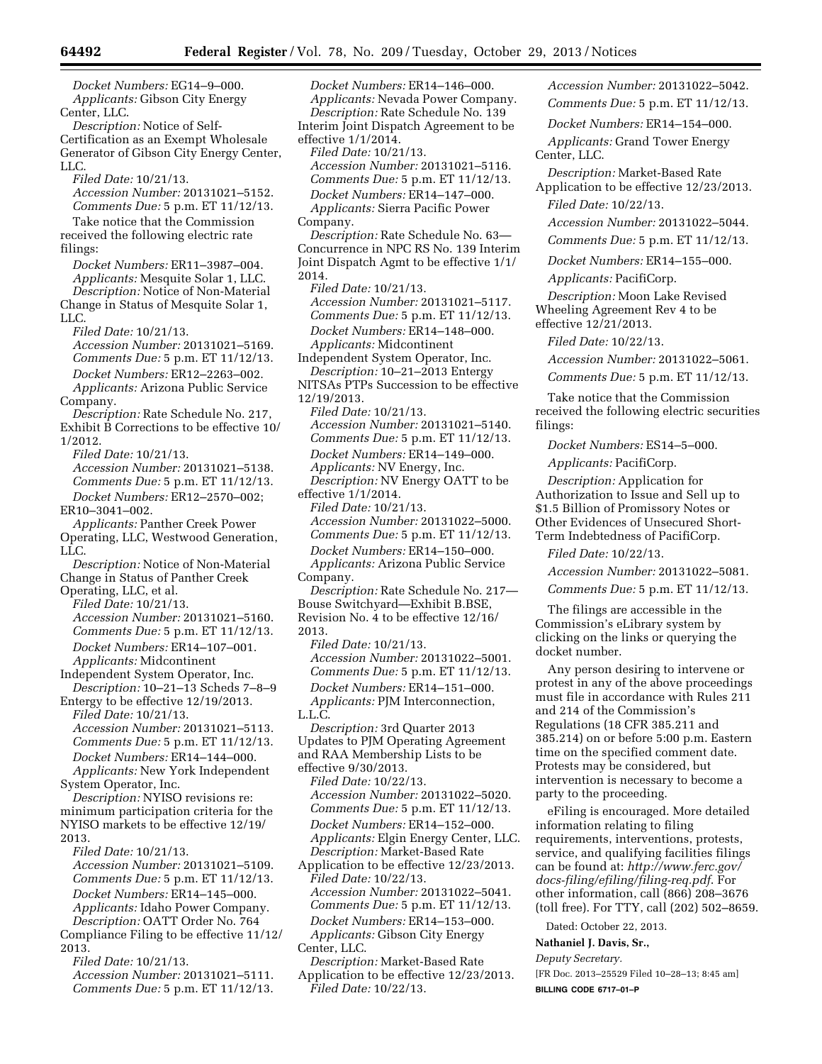*Docket Numbers:* EG14–9–000.

*Applicants:* Gibson City Energy Center, LLC.

*Description:* Notice of Self-Certification as an Exempt Wholesale Generator of Gibson City Energy Center, LLC.

*Filed Date:* 10/21/13.

*Accession Number:* 20131021–5152.

*Comments Due:* 5 p.m. ET 11/12/13.

Take notice that the Commission received the following electric rate filings:

*Docket Numbers:* ER11–3987–004.

*Applicants:* Mesquite Solar 1, LLC.

*Description:* Notice of Non-Material Change in Status of Mesquite Solar 1, LLC.

*Filed Date:* 10/21/13.

*Accession Number:* 20131021–5169.

*Comments Due:* 5 p.m. ET 11/12/13.

*Docket Numbers:* ER12–2263–002.

*Applicants:* Arizona Public Service Company.

*Description:* Rate Schedule No. 217, Exhibit B Corrections to be effective 10/1/2012.

*Filed Date:* 10/21/13.

*Accession Number:* 20131021–5138.

*Comments Due:* 5 p.m. ET 11/12/13.

*Docket Numbers:* ER12–2570–002; ER10–3041–002.

*Applicants:* Panther Creek Power Operating, LLC, Westwood Generation, LLC.

*Description:* Notice of Non-Material Change in Status of Panther Creek Operating, LLC, et al.

*Filed Date:* 10/21/13.

*Accession Number:* 20131021–5160.

*Comments Due:* 5 p.m. ET 11/12/13.

*Docket Numbers:* ER14–107–001.

*Applicants:* Midcontinent Independent System Operator, Inc.

*Description:* 10–21–13 Scheds 7–8–9 Entergy to be effective 12/19/2013.

*Filed Date:* 10/21/13.

*Accession Number:* 20131021–5113.

*Comments Due:* 5 p.m. ET 11/12/13.

*Docket Numbers:* ER14–144–000.

*Applicants:* New York Independent System Operator, Inc.

*Description:* NYISO revisions re: minimum participation criteria for the NYISO markets to be effective 12/19/2013.

*Filed Date:* 10/21/13.

*Accession Number:* 20131021–5109.

*Comments Due:* 5 p.m. ET 11/12/13.

*Docket Numbers:* ER14–145–000.

*Applicants:* Idaho Power Company.

*Description:* OATT Order No. 764 Compliance Filing to be effective 11/12/2013.

*Filed Date:* 10/21/13.

*Accession Number:* 20131021–5111.

*Comments Due:* 5 p.m. ET 11/12/13.

*Docket Numbers:* ER14–146–000.

*Applicants:* Nevada Power Company.

*Description:* Rate Schedule No. 139 Interim Joint Dispatch Agreement to be effective 1/1/2014.

*Filed Date:* 10/21/13.

*Accession Number:* 20131021–5116.

*Comments Due:* 5 p.m. ET 11/12/13.

*Docket Numbers:* ER14–147–000.

*Applicants:* Sierra Pacific Power Company.

*Description:* Rate Schedule No. 63—Concurrence in NPC RS No. 139 Interim Joint Dispatch Agmt to be effective 1/1/2014.

*Filed Date:* 10/21/13.

*Accession Number:* 20131021–5117.

*Comments Due:* 5 p.m. ET 11/12/13.

*Docket Numbers:* ER14–148–000.

*Applicants:* Midcontinent Independent System Operator, Inc.

*Description:* 10–21–2013 Entergy NITSAs PTPs Succession to be effective 12/19/2013.

*Filed Date:* 10/21/13.

*Accession Number:* 20131021–5140.

*Comments Due:* 5 p.m. ET 11/12/13.

*Docket Numbers:* ER14–149–000.

*Applicants:* NV Energy, Inc.

*Description:* NV Energy OATT to be effective 1/1/2014.

*Filed Date:* 10/21/13.

*Accession Number:* 20131022–5000.

*Comments Due:* 5 p.m. ET 11/12/13.

*Docket Numbers:* ER14–150–000.

*Applicants:* Arizona Public Service Company.

*Description:* Rate Schedule No. 217—Bouse Switchyard—Exhibit B.BSE, Revision No. 4 to be effective 12/16/2013.

*Filed Date:* 10/21/13.

*Accession Number:* 20131022–5001.

*Comments Due:* 5 p.m. ET 11/12/13.

*Docket Numbers:* ER14–151–000.

*Applicants:* PJM Interconnection, L.L.C.

*Description:* 3rd Quarter 2013 Updates to PJM Operating Agreement and RAA Membership Lists to be effective 9/30/2013.

*Filed Date:* 10/22/13.

*Accession Number:* 20131022–5020.

*Comments Due:* 5 p.m. ET 11/12/13.

*Docket Numbers:* ER14–152–000.

*Applicants:* Elgin Energy Center, LLC.

*Description:* Market-Based Rate Application to be effective 12/23/2013.

*Filed Date:* 10/22/13.

*Accession Number:* 20131022–5041.

*Comments Due:* 5 p.m. ET 11/12/13.

*Docket Numbers:* ER14–153–000.

*Applicants:* Gibson City Energy Center, LLC.

*Description:* Market-Based Rate Application to be effective 12/23/2013.

*Filed Date:* 10/22/13.

*Accession Number:* 20131022–5042.

*Comments Due:* 5 p.m. ET 11/12/13.

*Docket Numbers:* ER14–154–000.

*Applicants:* Grand Tower Energy Center, LLC.

*Description:* Market-Based Rate Application to be effective 12/23/2013.

*Filed Date:* 10/22/13.

*Accession Number:* 20131022–5044.

*Comments Due:* 5 p.m. ET 11/12/13.

*Docket Numbers:* ER14–155–000.

*Applicants:* PacifiCorp.

*Description:* Moon Lake Revised Wheeling Agreement Rev 4 to be effective 12/21/2013.

*Filed Date:* 10/22/13.

*Accession Number:* 20131022–5061.

*Comments Due:* 5 p.m. ET 11/12/13.

Take notice that the Commission received the following electric securities filings:

*Docket Numbers:* ES14–5–000.

*Applicants:* PacifiCorp.

*Description:* Application for Authorization to Issue and Sell up to $1.5 Billion of Promissory Notes or Other Evidences of Unsecured Short-Term Indebtedness of PacifiCorp.

*Filed Date:* 10/22/13.

*Accession Number:* 20131022–5081.

*Comments Due:* 5 p.m. ET 11/12/13.

The filings are accessible in the Commission's eLibrary system by clicking on the links or querying the docket number.

Any person desiring to intervene or protest in any of the above proceedings must file in accordance with Rules 211 and 214 of the Commission's Regulations (18 CFR 385.211 and 385.214) on or before 5:00 p.m. Eastern time on the specified comment date. Protests may be considered, but intervention is necessary to become a party to the proceeding.

eFiling is encouraged. More detailed information relating to filing requirements, interventions, protests, service, and qualifying facilities filings can be found at: *http://www.ferc.gov/docs-filing/efiling/filing-req.pdf*. For other information, call (866) 208–3676 (toll free). For TTY, call (202) 502–8659.

Dated: October 22, 2013.

**Nathaniel J. Davis, Sr.,**

*Deputy Secretary.*

[FR Doc. 2013–25529 Filed 10–28–13; 8:45 am]

**BILLING CODE 6717–01–P**